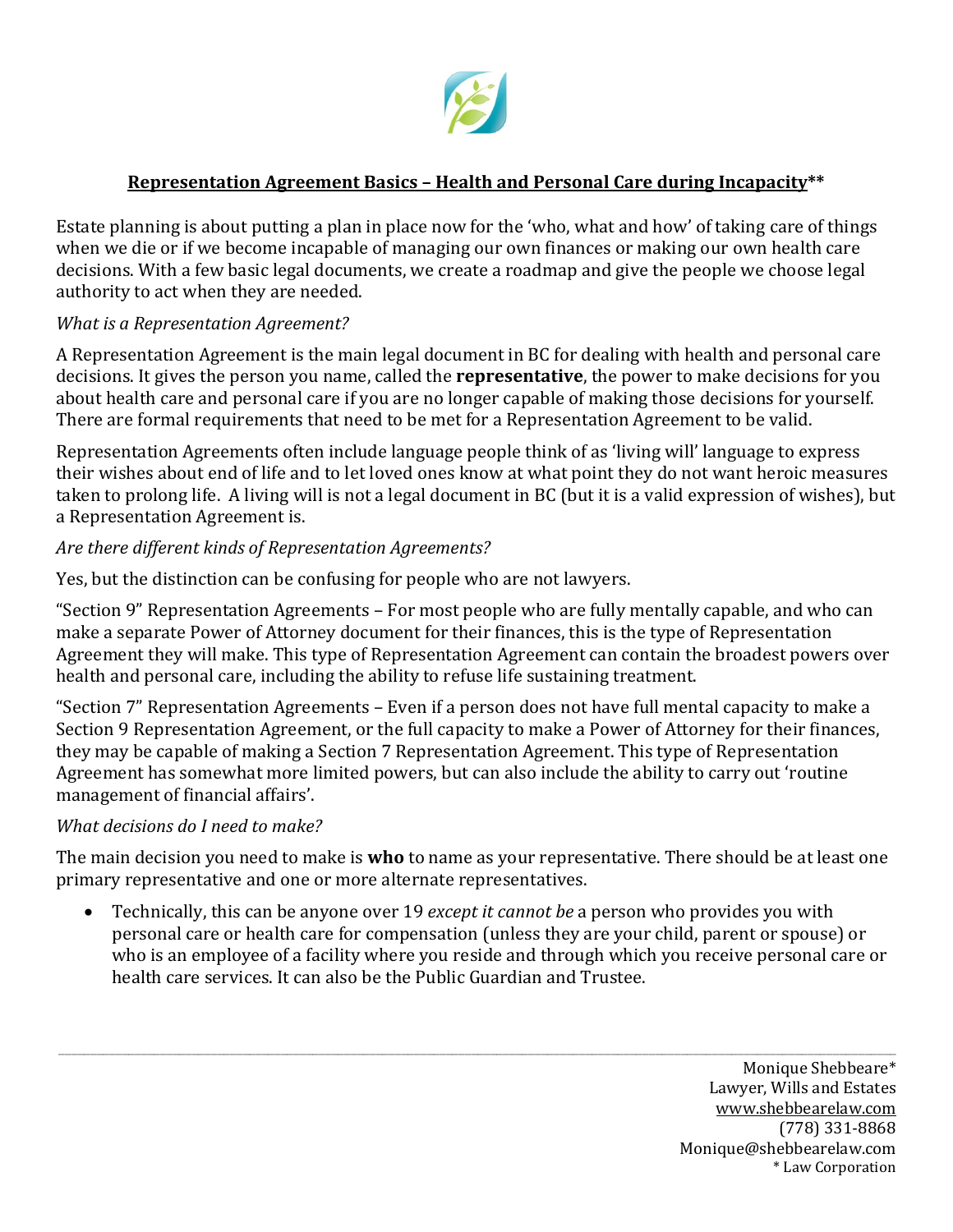# Representation Agreement Basics – Health and Personal Care during Incapacity**

Estate planning is about putting a plan in place now for the 'who, what and how' of taking care of things when we die or if we become incapable of managing our own finances or making our own health care decisions. With a few basic legal documents, we create a roadmap and give the people we choose legal authority to act when they are needed.

*What is a Representation Agreement?*

A Representation Agreement is the main legal document in BC for dealing with health and personal care decisions. It gives the person you name, called the **representative**, the power to make decisions for you about health care and personal care if you are no longer capable of making those decisions for yourself. There are formal requirements that need to be met for a Representation Agreement to be valid.

Representation Agreements often include language people think of as 'living will' language to express their wishes about end of life and to let loved ones know at what point they do not want heroic measures taken to prolong life. A living will is not a legal document in BC (but it is a valid expression of wishes), but a Representation Agreement is.

*Are there different kinds of Representation Agreements?*

Yes, but the distinction can be confusing for people who are not lawyers.

"Section 9" Representation Agreements – For most people who are fully mentally capable, and who can make a separate Power of Attorney document for their finances, this is the type of Representation Agreement they will make. This type of Representation Agreement can contain the broadest powers over health and personal care, including the ability to refuse life sustaining treatment.

"Section 7" Representation Agreements – Even if a person does not have full mental capacity to make a Section 9 Representation Agreement, or the full capacity to make a Power of Attorney for their finances, they may be capable of making a Section 7 Representation Agreement. This type of Representation Agreement has somewhat more limited powers, but can also include the ability to carry out 'routine management of financial affairs'.

*What decisions do I need to make?*

The main decision you need to make is **who** to name as your representative. There should be at least one primary representative and one or more alternate representatives.

- Technically, this can be anyone over 19 *except it cannot be* a person who provides you with personal care or health care for compensation (unless they are your child, parent or spouse) or who is an employee of a facility where you reside and through which you receive personal care or health care services. It can also be the Public Guardian and Trustee.

Monique Shebbeare*
Lawyer, Wills and Estates
www.shebbearelaw.com
(778) 331-8868
Monique@shebbearelaw.com
* Law Corporation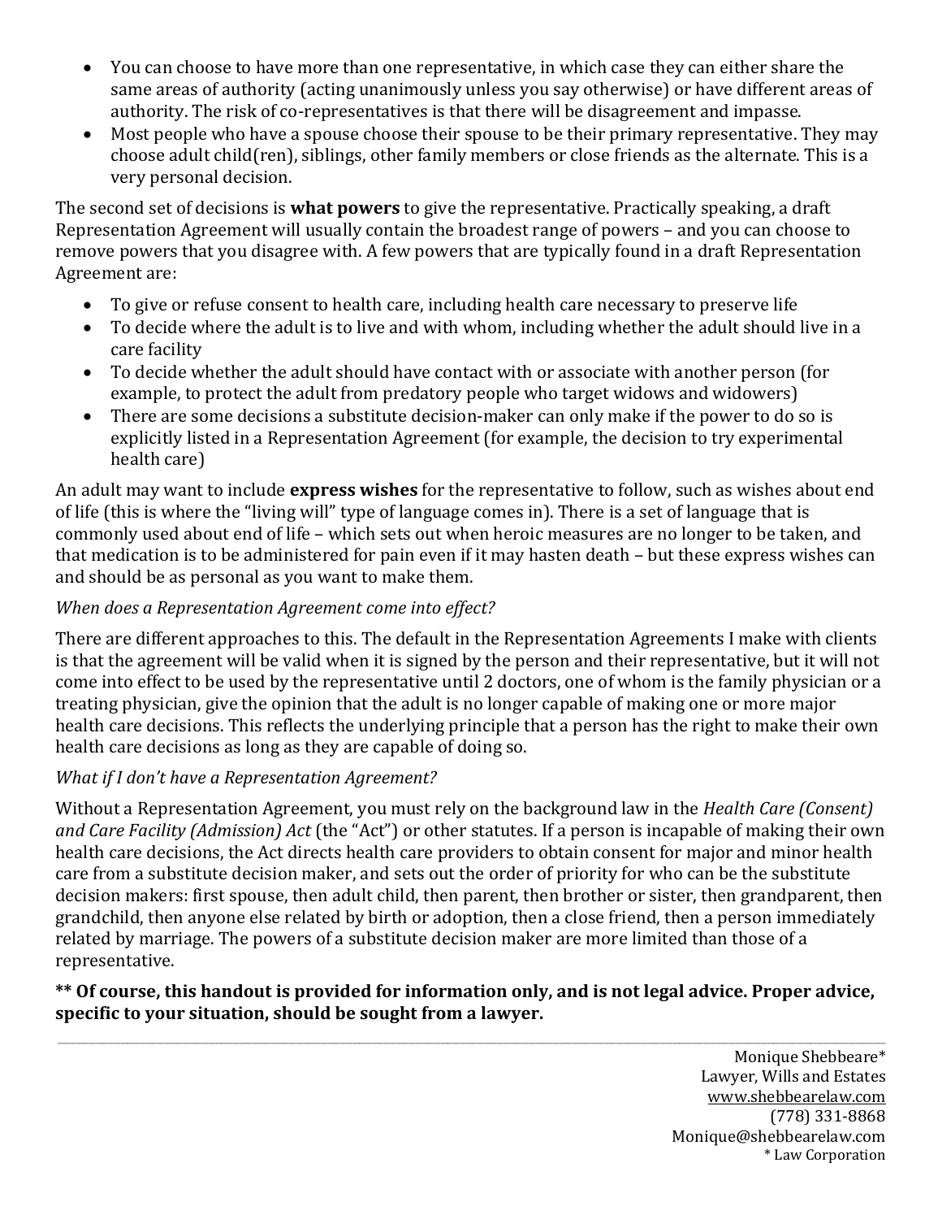- You can choose to have more than one representative, in which case they can either share the same areas of authority (acting unanimously unless you say otherwise) or have different areas of authority. The risk of co-representatives is that there will be disagreement and impasse.
- Most people who have a spouse choose their spouse to be their primary representative. They may choose adult child(ren), siblings, other family members or close friends as the alternate. This is a very personal decision.

The second set of decisions is **what powers** to give the representative. Practically speaking, a draft Representation Agreement will usually contain the broadest range of powers – and you can choose to remove powers that you disagree with. A few powers that are typically found in a draft Representation Agreement are:

- To give or refuse consent to health care, including health care necessary to preserve life
- To decide where the adult is to live and with whom, including whether the adult should live in a care facility
- To decide whether the adult should have contact with or associate with another person (for example, to protect the adult from predatory people who target widows and widowers)
- There are some decisions a substitute decision-maker can only make if the power to do so is explicitly listed in a Representation Agreement (for example, the decision to try experimental health care)

An adult may want to include **express wishes** for the representative to follow, such as wishes about end of life (this is where the "living will" type of language comes in). There is a set of language that is commonly used about end of life – which sets out when heroic measures are no longer to be taken, and that medication is to be administered for pain even if it may hasten death – but these express wishes can and should be as personal as you want to make them.

*When does a Representation Agreement come into effect?*

There are different approaches to this. The default in the Representation Agreements I make with clients is that the agreement will be valid when it is signed by the person and their representative, but it will not come into effect to be used by the representative until 2 doctors, one of whom is the family physician or a treating physician, give the opinion that the adult is no longer capable of making one or more major health care decisions. This reflects the underlying principle that a person has the right to make their own health care decisions as long as they are capable of doing so.

*What if I don't have a Representation Agreement?*

Without a Representation Agreement, you must rely on the background law in the *Health Care (Consent) and Care Facility (Admission) Act* (the "Act") or other statutes. If a person is incapable of making their own health care decisions, the Act directs health care providers to obtain consent for major and minor health care from a substitute decision maker, and sets out the order of priority for who can be the substitute decision makers: first spouse, then adult child, then parent, then brother or sister, then grandparent, then grandchild, then anyone else related by birth or adoption, then a close friend, then a person immediately related by marriage. The powers of a substitute decision maker are more limited than those of a representative.

**** Of course, this handout is provided for information only, and is not legal advice. Proper advice, specific to your situation, should be sought from a lawyer.**

---

Monique Shebbeare*
Lawyer, Wills and Estates
www.shebbearelaw.com
(778) 331-8868
Monique@shebbearelaw.com
* Law Corporation